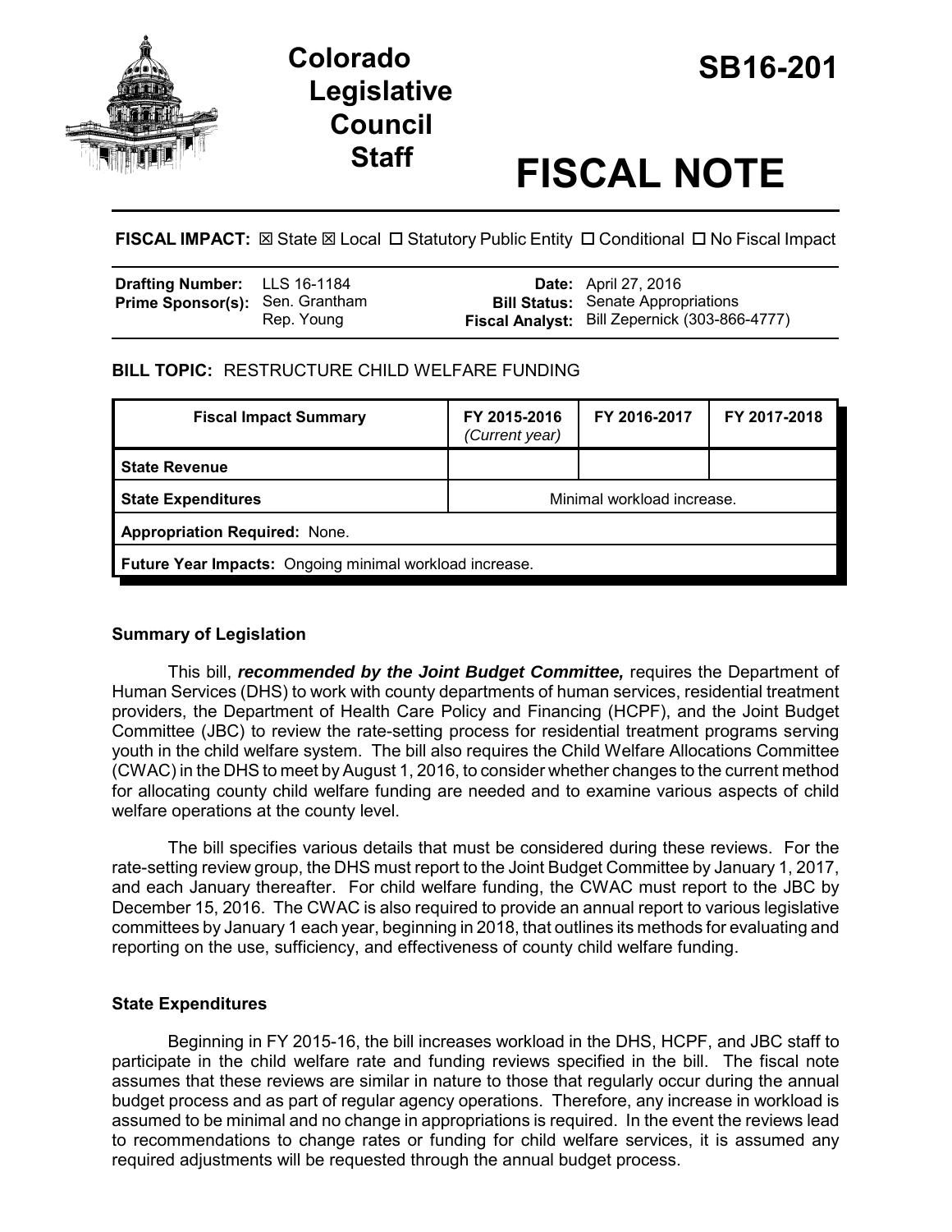# Colorado Legislative Council Staff

# SB16-201

# FISCAL NOTE

**FISCAL IMPACT:** ☒ State ☒ Local ☐ Statutory Public Entity ☐ Conditional ☐ No Fiscal Impact

| | | | |
|---|---|---|---|
| **Drafting Number:** | LLS 16-1184 | **Date:** | April 27, 2016 |
| **Prime Sponsor(s):** | Sen. Grantham<br>Rep. Young | **Bill Status:** | Senate Appropriations |
| | | **Fiscal Analyst:** | Bill Zepernick (303-866-4777) |

**BILL TOPIC:** RESTRUCTURE CHILD WELFARE FUNDING

| Fiscal Impact Summary | FY 2015-2016 *(Current year)* | FY 2016-2017 | FY 2017-2018 |
|---|---|---|---|
| **State Revenue** | | | |
| **State Expenditures** | Minimal workload increase. | | |
| **Appropriation Required:** None. | | | |
| **Future Year Impacts:** Ongoing minimal workload increase. | | | |

### Summary of Legislation

This bill, ***recommended by the Joint Budget Committee,*** requires the Department of Human Services (DHS) to work with county departments of human services, residential treatment providers, the Department of Health Care Policy and Financing (HCPF), and the Joint Budget Committee (JBC) to review the rate-setting process for residential treatment programs serving youth in the child welfare system. The bill also requires the Child Welfare Allocations Committee (CWAC) in the DHS to meet by August 1, 2016, to consider whether changes to the current method for allocating county child welfare funding are needed and to examine various aspects of child welfare operations at the county level.

The bill specifies various details that must be considered during these reviews. For the rate-setting review group, the DHS must report to the Joint Budget Committee by January 1, 2017, and each January thereafter. For child welfare funding, the CWAC must report to the JBC by December 15, 2016. The CWAC is also required to provide an annual report to various legislative committees by January 1 each year, beginning in 2018, that outlines its methods for evaluating and reporting on the use, sufficiency, and effectiveness of county child welfare funding.

### State Expenditures

Beginning in FY 2015-16, the bill increases workload in the DHS, HCPF, and JBC staff to participate in the child welfare rate and funding reviews specified in the bill. The fiscal note assumes that these reviews are similar in nature to those that regularly occur during the annual budget process and as part of regular agency operations. Therefore, any increase in workload is assumed to be minimal and no change in appropriations is required. In the event the reviews lead to recommendations to change rates or funding for child welfare services, it is assumed any required adjustments will be requested through the annual budget process.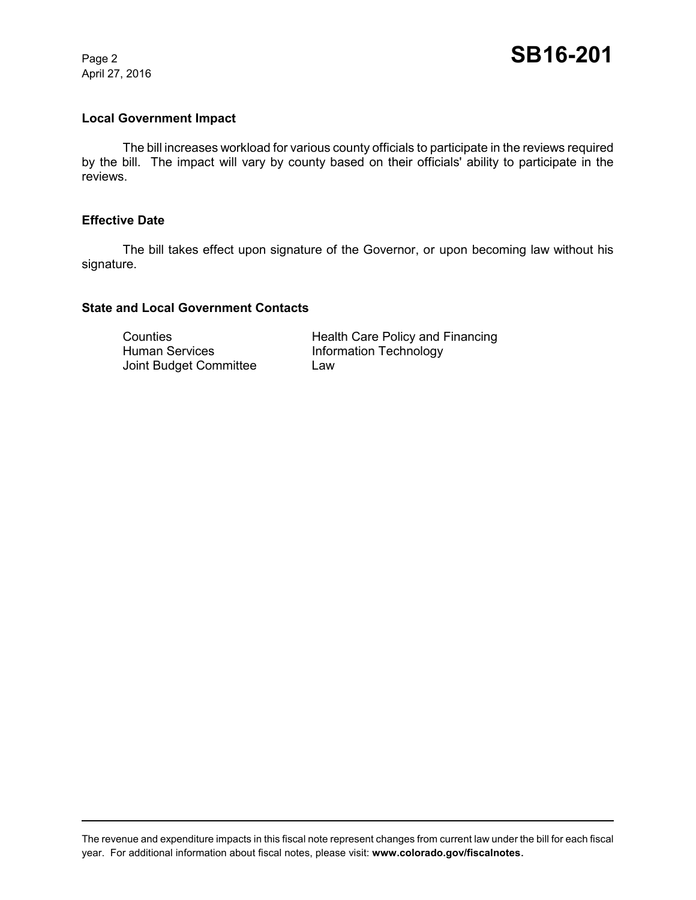**Local Government Impact**

The bill increases workload for various county officials to participate in the reviews required by the bill. The impact will vary by county based on their officials' ability to participate in the reviews.

**Effective Date**

The bill takes effect upon signature of the Governor, or upon becoming law without his signature.

**State and Local Government Contacts**

| | |
|---|---|
| Counties | Health Care Policy and Financing |
| Human Services | Information Technology |
| Joint Budget Committee | Law |

The revenue and expenditure impacts in this fiscal note represent changes from current law under the bill for each fiscal year. For additional information about fiscal notes, please visit: **www.colorado.gov/fiscalnotes.**